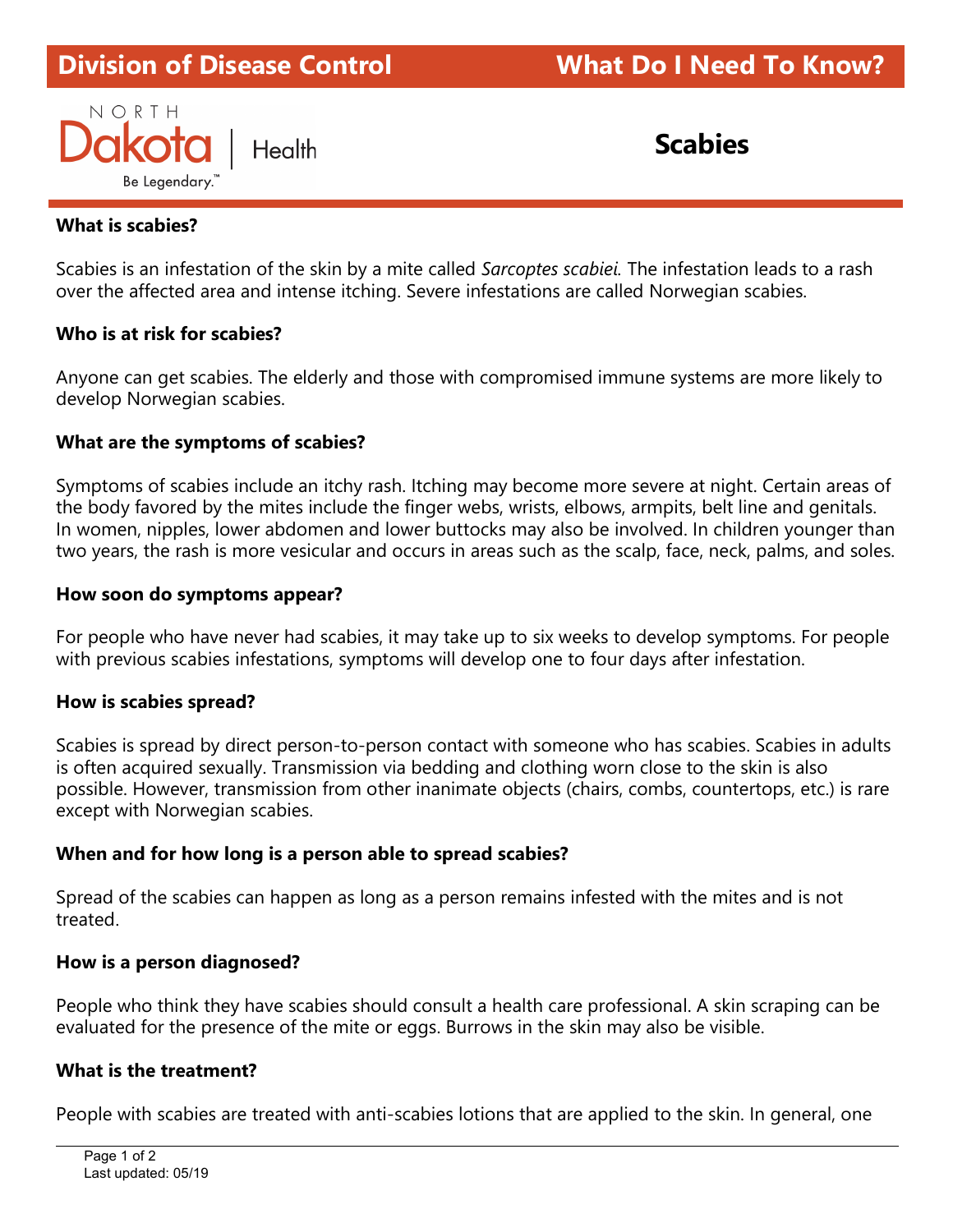Division of Disease Control — What Do I Need To Know?

North Dakota | Health

Be Legendary.™

# Scabies

### What is scabies?

Scabies is an infestation of the skin by a mite called *Sarcoptes scabiei.* The infestation leads to a rash over the affected area and intense itching. Severe infestations are called Norwegian scabies.

### Who is at risk for scabies?

Anyone can get scabies. The elderly and those with compromised immune systems are more likely to develop Norwegian scabies.

### What are the symptoms of scabies?

Symptoms of scabies include an itchy rash. Itching may become more severe at night. Certain areas of the body favored by the mites include the finger webs, wrists, elbows, armpits, belt line and genitals. In women, nipples, lower abdomen and lower buttocks may also be involved. In children younger than two years, the rash is more vesicular and occurs in areas such as the scalp, face, neck, palms, and soles.

### How soon do symptoms appear?

For people who have never had scabies, it may take up to six weeks to develop symptoms. For people with previous scabies infestations, symptoms will develop one to four days after infestation.

### How is scabies spread?

Scabies is spread by direct person-to-person contact with someone who has scabies. Scabies in adults is often acquired sexually. Transmission via bedding and clothing worn close to the skin is also possible. However, transmission from other inanimate objects (chairs, combs, countertops, etc.) is rare except with Norwegian scabies.

### When and for how long is a person able to spread scabies?

Spread of the scabies can happen as long as a person remains infested with the mites and is not treated.

### How is a person diagnosed?

People who think they have scabies should consult a health care professional. A skin scraping can be evaluated for the presence of the mite or eggs. Burrows in the skin may also be visible.

### What is the treatment?

People with scabies are treated with anti-scabies lotions that are applied to the skin. In general, one

Last updated: 05/19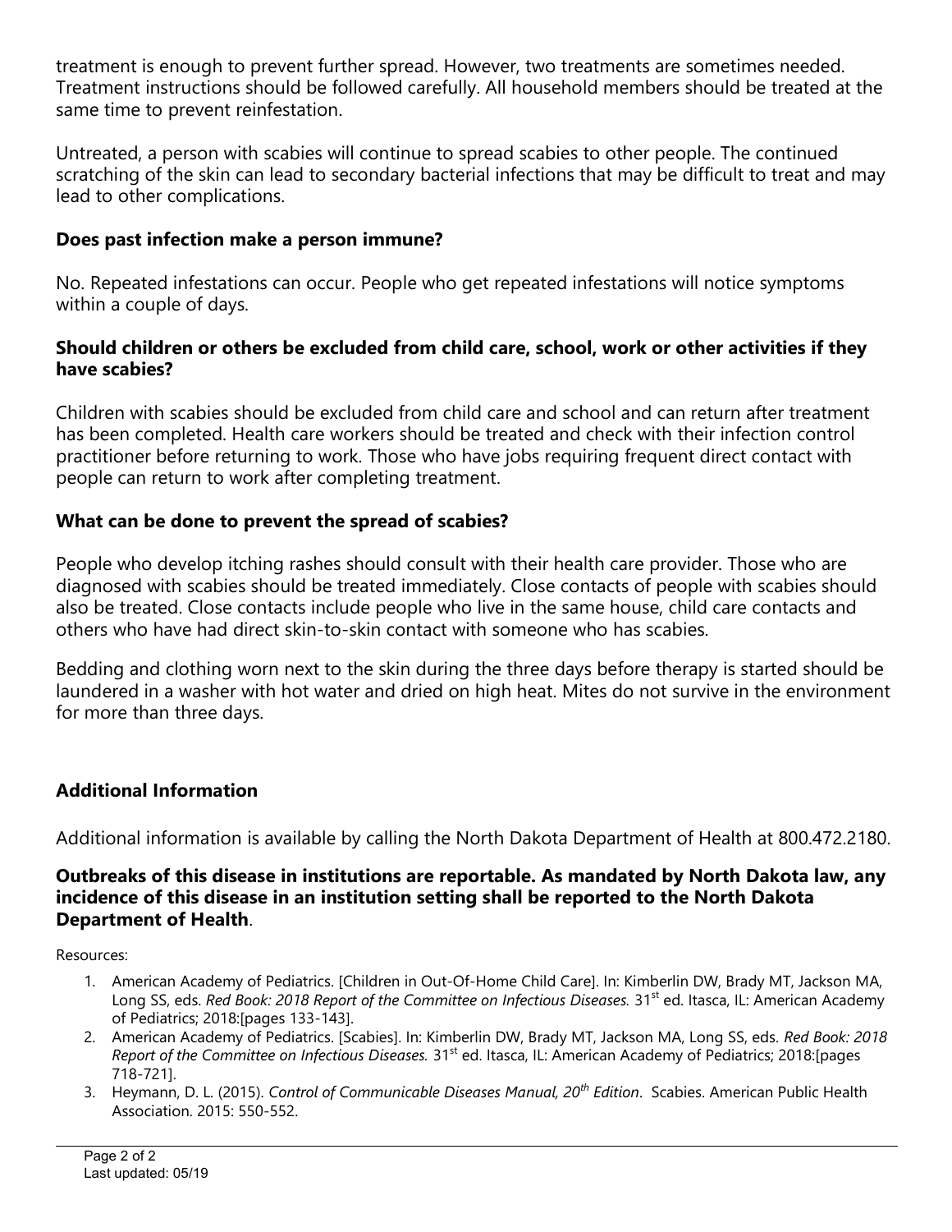treatment is enough to prevent further spread. However, two treatments are sometimes needed. Treatment instructions should be followed carefully. All household members should be treated at the same time to prevent reinfestation.

Untreated, a person with scabies will continue to spread scabies to other people. The continued scratching of the skin can lead to secondary bacterial infections that may be difficult to treat and may lead to other complications.

### Does past infection make a person immune?

No. Repeated infestations can occur. People who get repeated infestations will notice symptoms within a couple of days.

### Should children or others be excluded from child care, school, work or other activities if they have scabies?

Children with scabies should be excluded from child care and school and can return after treatment has been completed. Health care workers should be treated and check with their infection control practitioner before returning to work. Those who have jobs requiring frequent direct contact with people can return to work after completing treatment.

### What can be done to prevent the spread of scabies?

People who develop itching rashes should consult with their health care provider. Those who are diagnosed with scabies should be treated immediately. Close contacts of people with scabies should also be treated. Close contacts include people who live in the same house, child care contacts and others who have had direct skin-to-skin contact with someone who has scabies.

Bedding and clothing worn next to the skin during the three days before therapy is started should be laundered in a washer with hot water and dried on high heat. Mites do not survive in the environment for more than three days.

### Additional Information

Additional information is available by calling the North Dakota Department of Health at 800.472.2180.

**Outbreaks of this disease in institutions are reportable. As mandated by North Dakota law, any incidence of this disease in an institution setting shall be reported to the North Dakota Department of Health**.

Resources:

1. American Academy of Pediatrics. [Children in Out-Of-Home Child Care]. In: Kimberlin DW, Brady MT, Jackson MA, Long SS, eds. *Red Book: 2018 Report of the Committee on Infectious Diseases.* 31st ed. Itasca, IL: American Academy of Pediatrics; 2018:[pages 133-143].
2. American Academy of Pediatrics. [Scabies]. In: Kimberlin DW, Brady MT, Jackson MA, Long SS, eds. *Red Book: 2018 Report of the Committee on Infectious Diseases.* 31st ed. Itasca, IL: American Academy of Pediatrics; 2018:[pages 718-721].
3. Heymann, D. L. (2015). *Control of Communicable Diseases Manual, 20th Edition*. Scabies. American Public Health Association. 2015: 550-552.

Last updated: 05/19